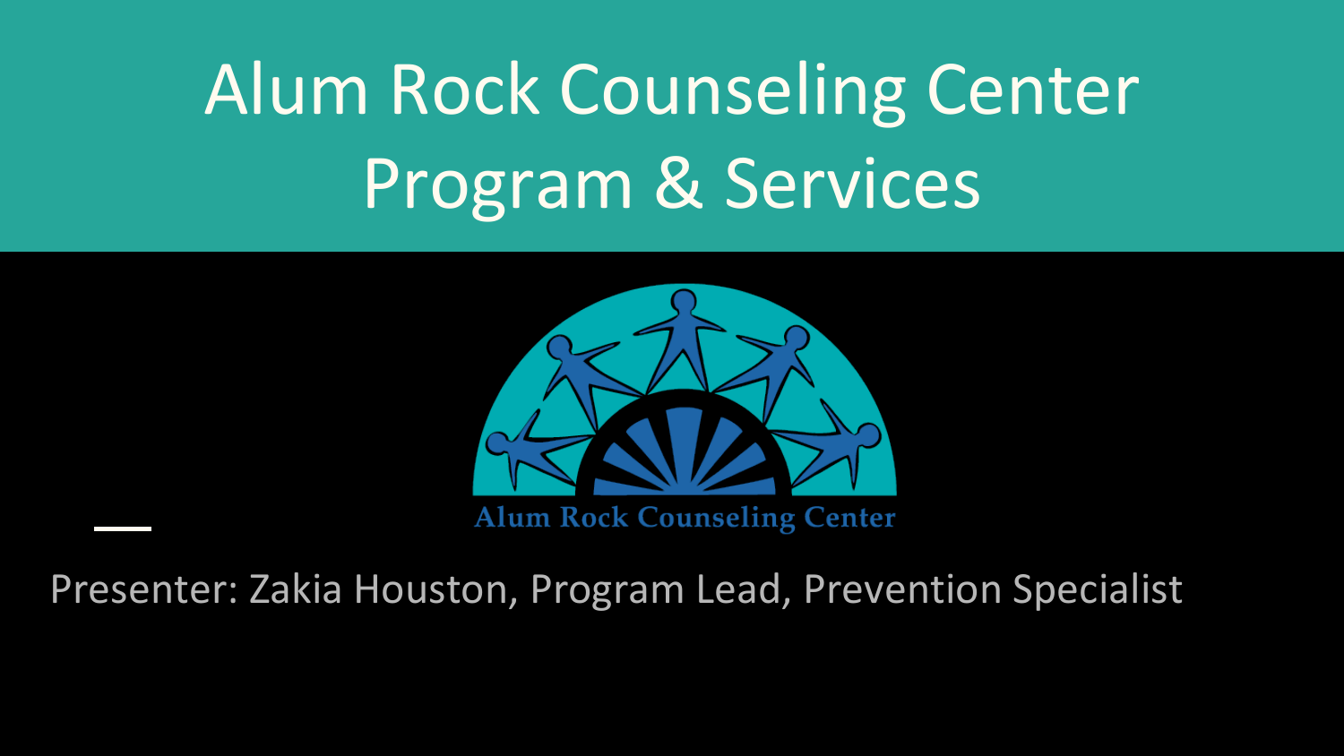# Alum Rock Counseling Center Program & Services

Alum Rock Counseling Center

Presenter: Zakia Houston, Program Lead, Prevention Specialist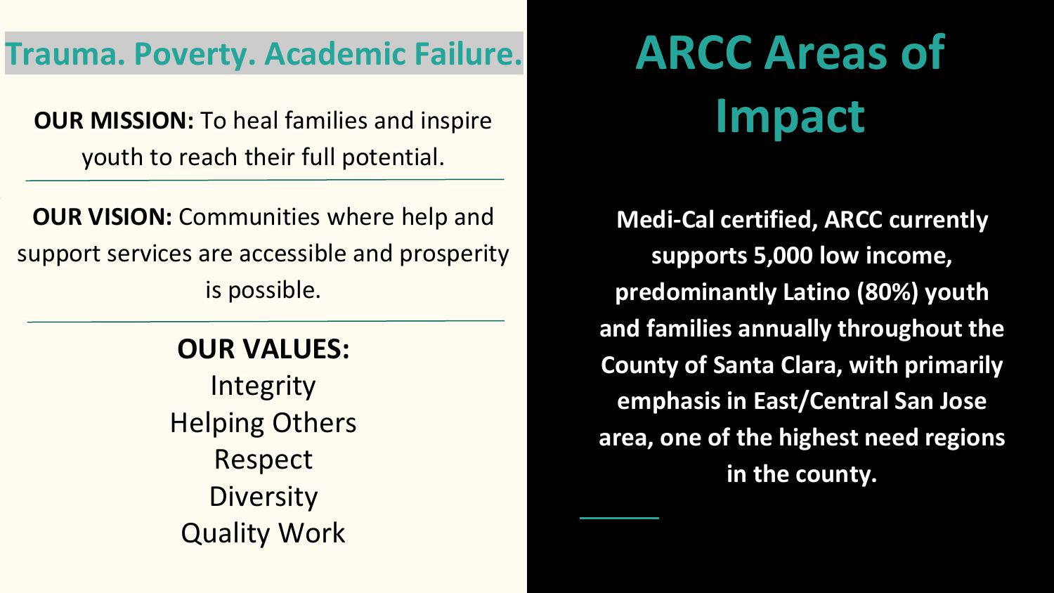## Trauma. Poverty. Academic Failure.

**OUR MISSION:** To heal families and inspire youth to reach their full potential.

---

**OUR VISION:** Communities where help and support services are accessible and prosperity is possible.

---

**OUR VALUES:**

Integrity
Helping Others
Respect
Diversity
Quality Work

# ARCC Areas of Impact

**Medi-Cal certified, ARCC currently supports 5,000 low income, predominantly Latino (80%) youth and families annually throughout the County of Santa Clara, with primarily emphasis in East/Central San Jose area, one of the highest need regions in the county.**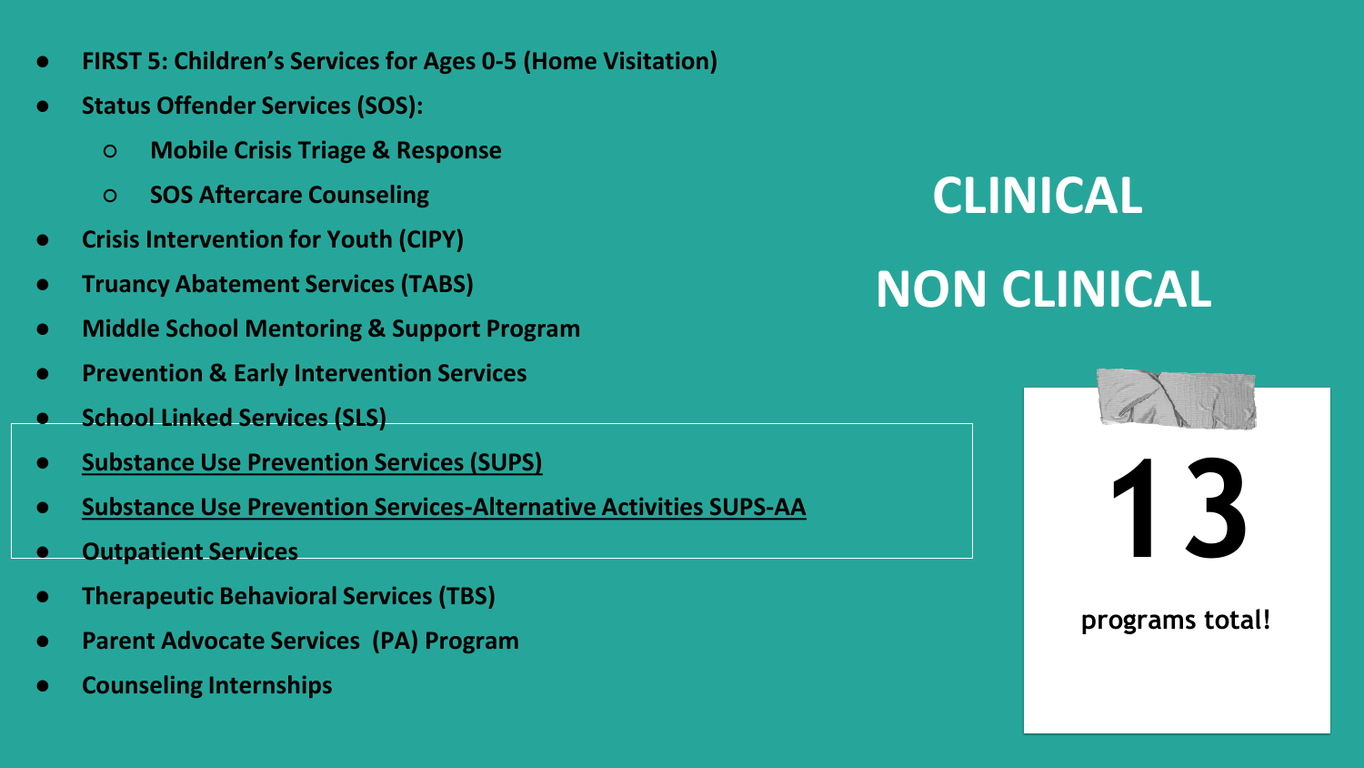- **FIRST 5: Children's Services for Ages 0-5 (Home Visitation)**
- **Status Offender Services (SOS):**
  - **Mobile Crisis Triage & Response**
  - **SOS Aftercare Counseling**
- **Crisis Intervention for Youth (CIPY)**
- **Truancy Abatement Services (TABS)**
- **Middle School Mentoring & Support Program**
- **Prevention & Early Intervention Services**
- **School Linked Services (SLS)**
- **Substance Use Prevention Services (SUPS)**
- **Substance Use Prevention Services-Alternative Activities SUPS-AA**
- **Outpatient Services**
- **Therapeutic Behavioral Services (TBS)**
- **Parent Advocate Services (PA) Program**
- **Counseling Internships**

**CLINICAL**

**NON CLINICAL**

**13**

**programs total!**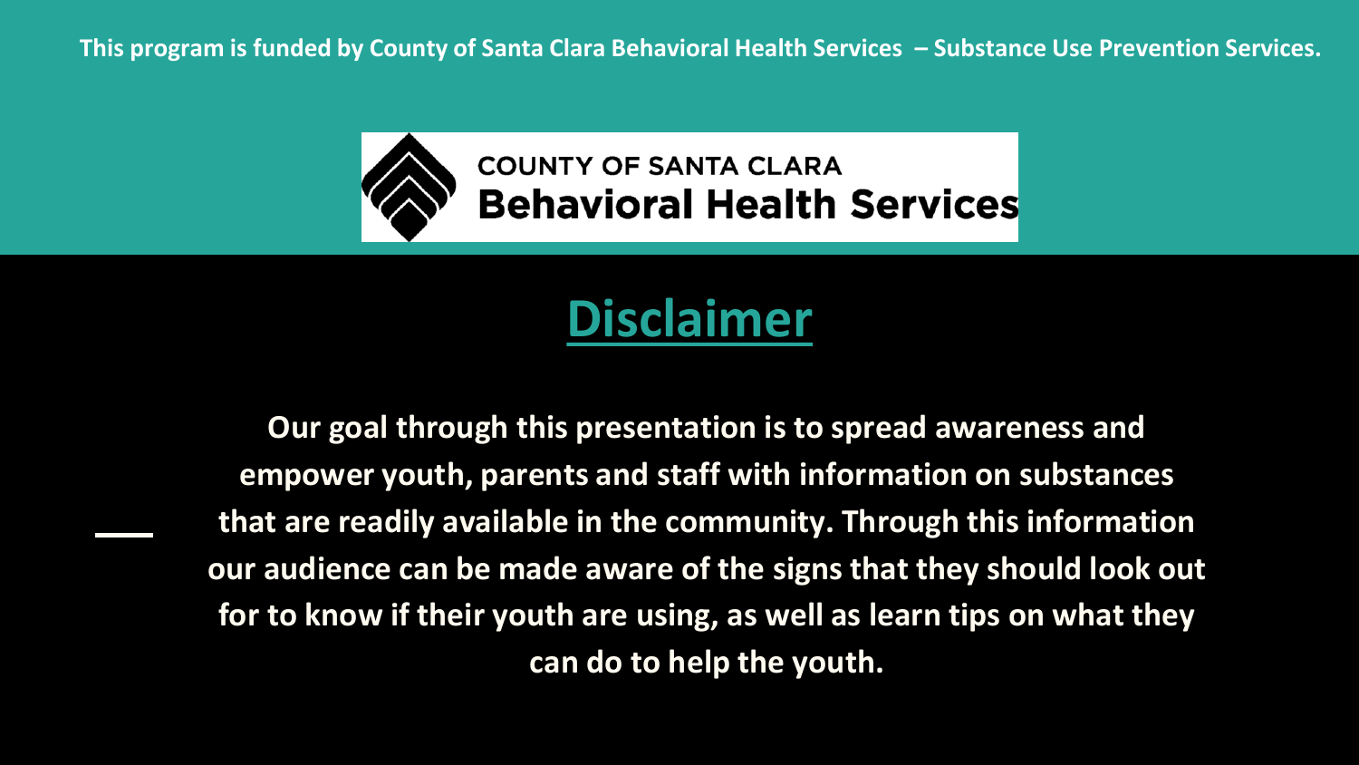**This program is funded by County of Santa Clara Behavioral Health Services – Substance Use Prevention Services.**

COUNTY OF SANTA CLARA
**Behavioral Health Services**

# Disclaimer

**Our goal through this presentation is to spread awareness and empower youth, parents and staff with information on substances that are readily available in the community. Through this information our audience can be made aware of the signs that they should look out for to know if their youth are using, as well as learn tips on what they can do to help the youth.**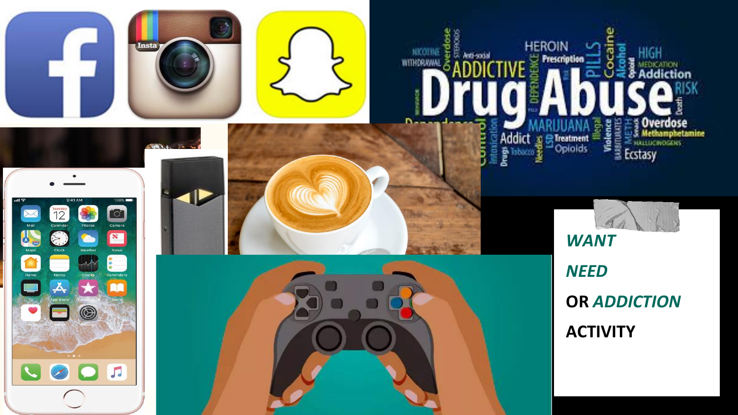***WANT***

***NEED***

**OR *ADDICTION***

**ACTIVITY**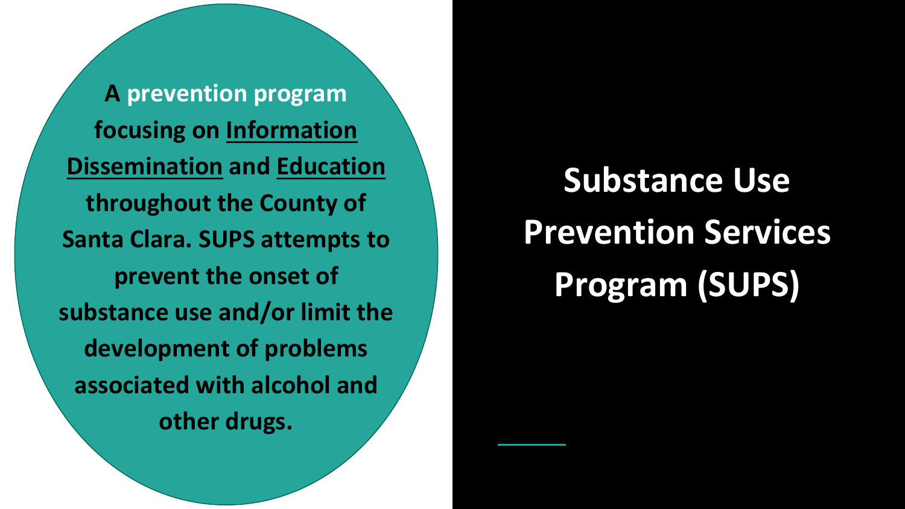# Substance Use Prevention Services Program (SUPS)

**A prevention program focusing on Information Dissemination and Education throughout the County of Santa Clara. SUPS attempts to prevent the onset of substance use and/or limit the development of problems associated with alcohol and other drugs.**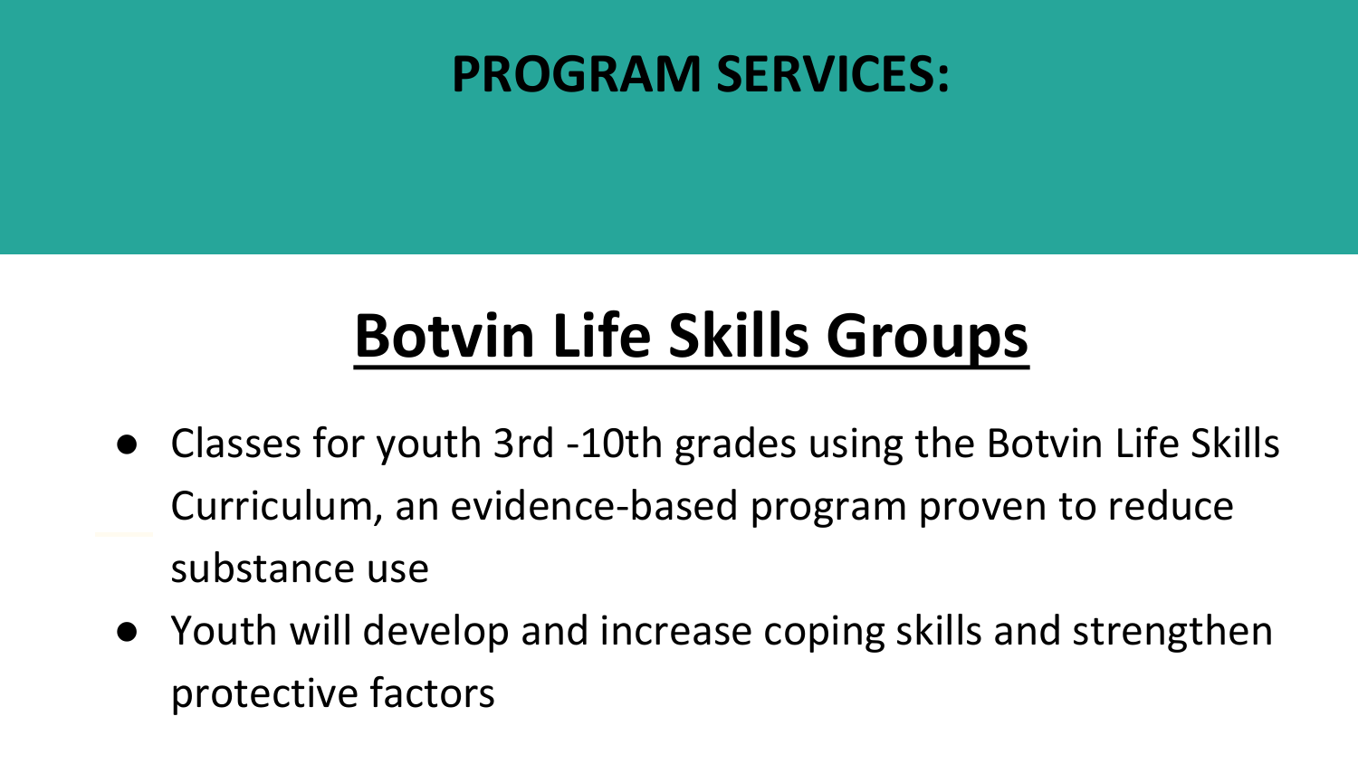# PROGRAM SERVICES:

## Botvin Life Skills Groups

- Classes for youth 3rd -10th grades using the Botvin Life Skills Curriculum, an evidence-based program proven to reduce substance use
- Youth will develop and increase coping skills and strengthen protective factors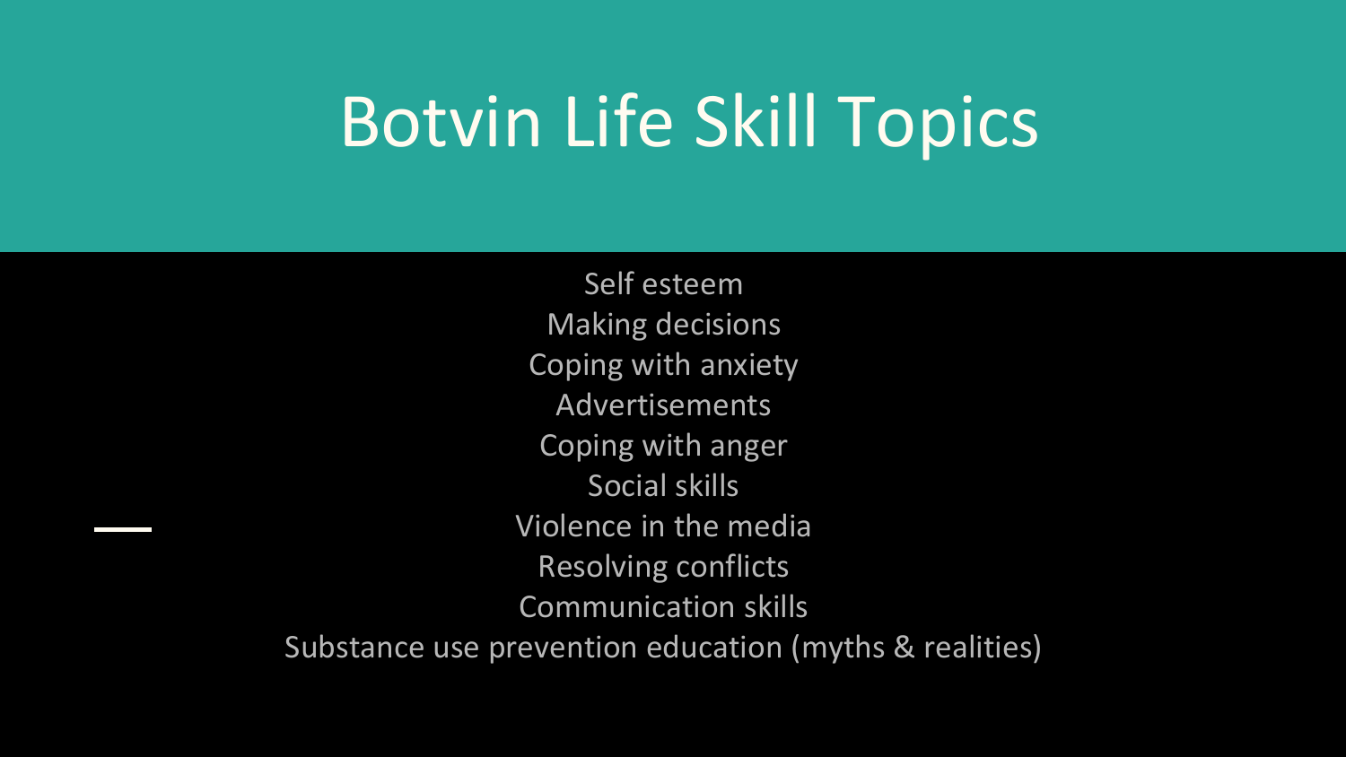# Botvin Life Skill Topics

- Self esteem
- Making decisions
- Coping with anxiety
- Advertisements
- Coping with anger
- Social skills
- Violence in the media
- Resolving conflicts
- Communication skills
- Substance use prevention education (myths & realities)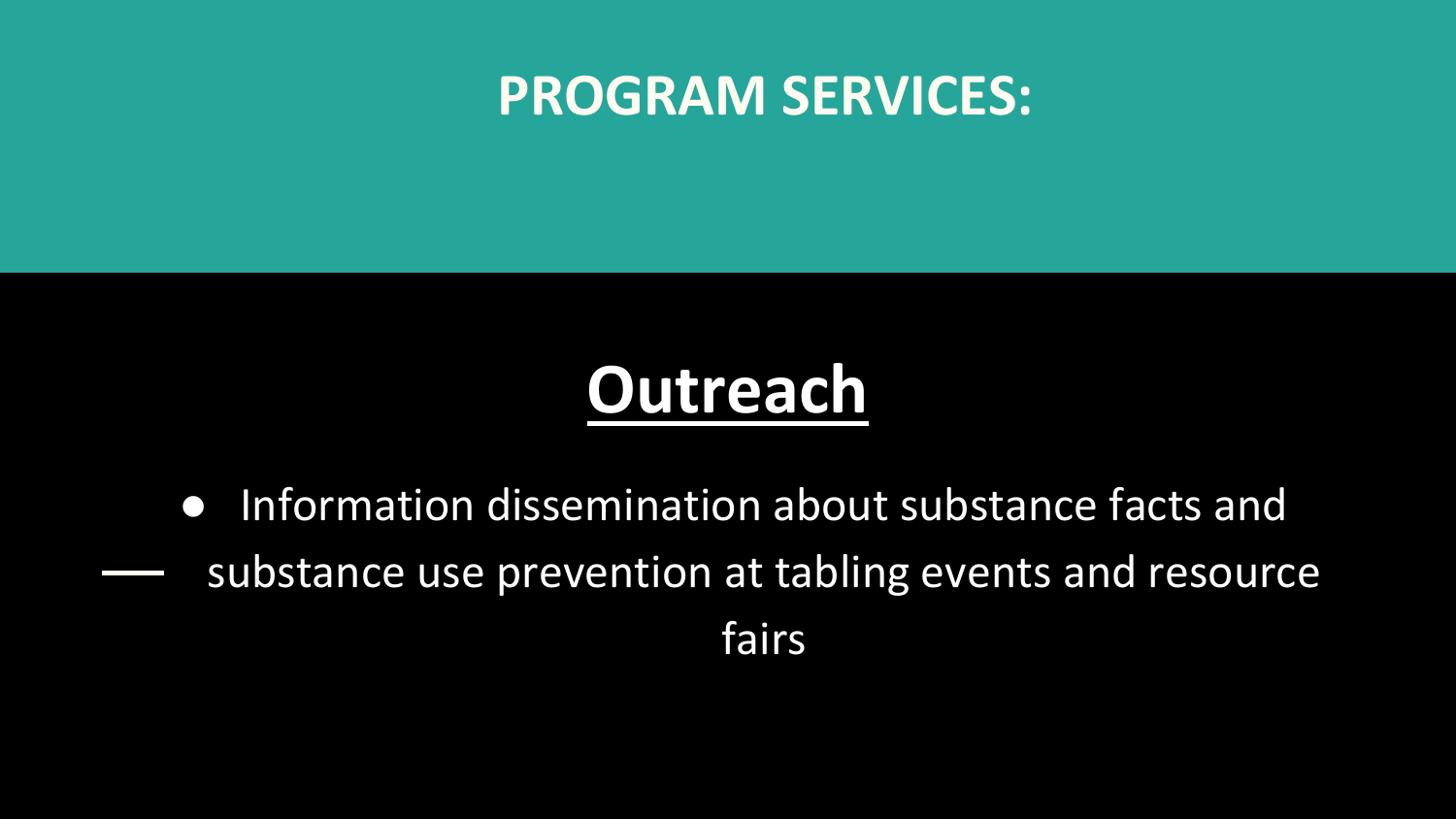# PROGRAM SERVICES:

## Outreach

- Information dissemination about substance facts and substance use prevention at tabling events and resource fairs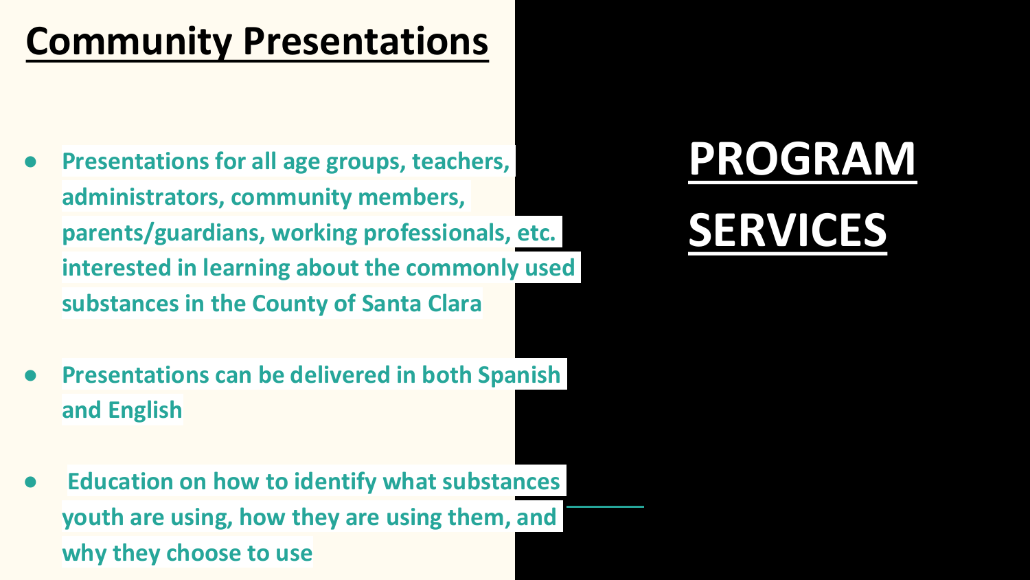# Community Presentations

# PROGRAM SERVICES

- Presentations for all age groups, teachers, administrators, community members, parents/guardians, working professionals, etc. interested in learning about the commonly used substances in the County of Santa Clara
- Presentations can be delivered in both Spanish and English
- Education on how to identify what substances youth are using, how they are using them, and why they choose to use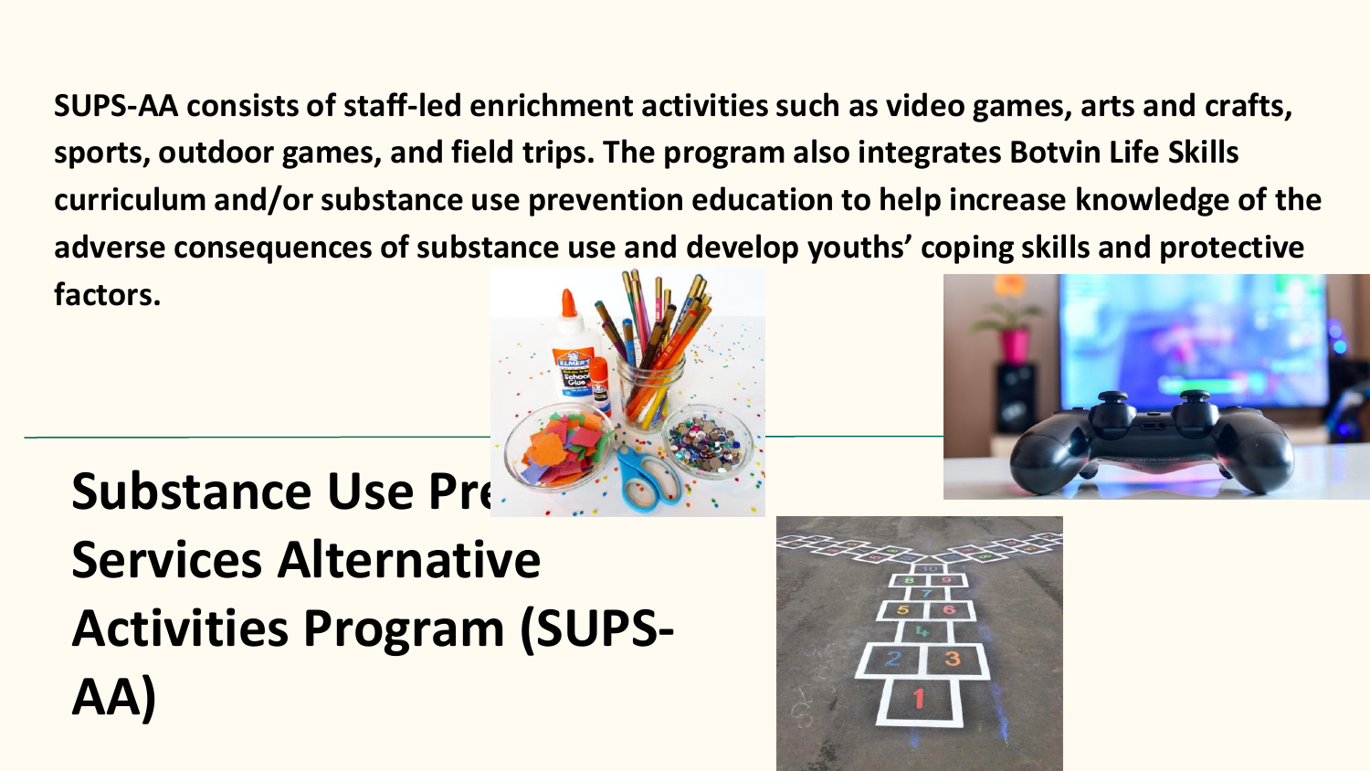SUPS-AA consists of staff-led enrichment activities such as video games, arts and crafts, sports, outdoor games, and field trips. The program also integrates Botvin Life Skills curriculum and/or substance use prevention education to help increase knowledge of the adverse consequences of substance use and develop youths' coping skills and protective factors.

# Substance Use Pre Services Alternative Activities Program (SUPS-AA)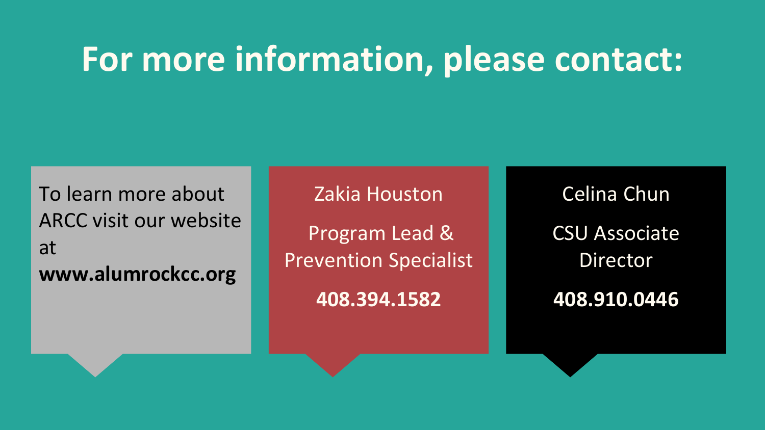# For more information, please contact:

To learn more about ARCC visit our website at **www.alumrockcc.org**

Zakia Houston

Program Lead & Prevention Specialist

**408.394.1582**

Celina Chun

CSU Associate Director

**408.910.0446**